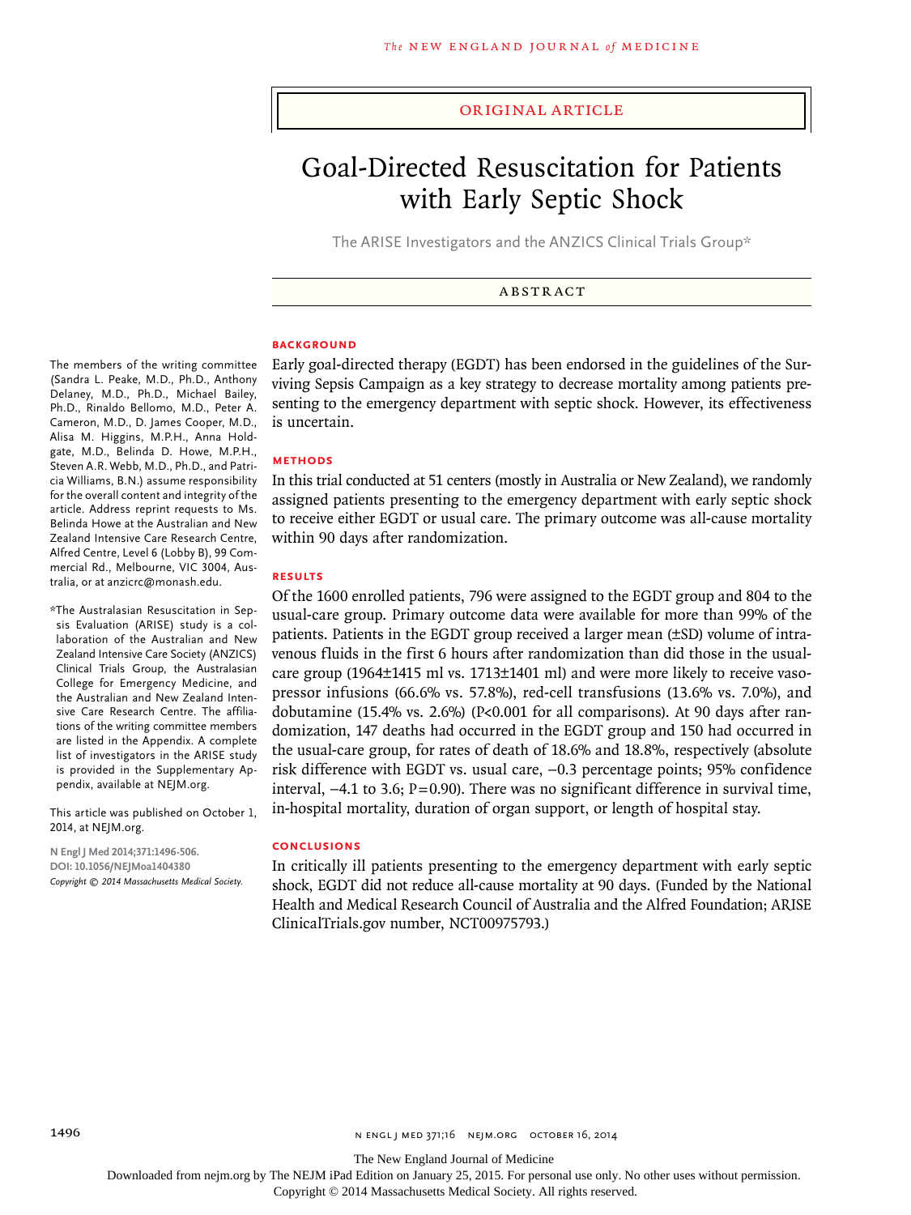ORIGINAL ARTICLE

# Goal-Directed Resuscitation for Patients with Early Septic Shock

The ARISE Investigators and the ANZICS Clinical Trials Group*

## ABSTRACT

### BACKGROUND

Early goal-directed therapy (EGDT) has been endorsed in the guidelines of the Surviving Sepsis Campaign as a key strategy to decrease mortality among patients presenting to the emergency department with septic shock. However, its effectiveness is uncertain.

### METHODS

In this trial conducted at 51 centers (mostly in Australia or New Zealand), we randomly assigned patients presenting to the emergency department with early septic shock to receive either EGDT or usual care. The primary outcome was all-cause mortality within 90 days after randomization.

### RESULTS

Of the 1600 enrolled patients, 796 were assigned to the EGDT group and 804 to the usual-care group. Primary outcome data were available for more than 99% of the patients. Patients in the EGDT group received a larger mean (±SD) volume of intravenous fluids in the first 6 hours after randomization than did those in the usual-care group (1964±1415 ml vs. 1713±1401 ml) and were more likely to receive vasopressor infusions (66.6% vs. 57.8%), red-cell transfusions (13.6% vs. 7.0%), and dobutamine (15.4% vs. 2.6%) (P<0.001 for all comparisons). At 90 days after randomization, 147 deaths had occurred in the EGDT group and 150 had occurred in the usual-care group, for rates of death of 18.6% and 18.8%, respectively (absolute risk difference with EGDT vs. usual care, −0.3 percentage points; 95% confidence interval, −4.1 to 3.6; P=0.90). There was no significant difference in survival time, in-hospital mortality, duration of organ support, or length of hospital stay.

### CONCLUSIONS

In critically ill patients presenting to the emergency department with early septic shock, EGDT did not reduce all-cause mortality at 90 days. (Funded by the National Health and Medical Research Council of Australia and the Alfred Foundation; ARISE ClinicalTrials.gov number, NCT00975793.)

The members of the writing committee (Sandra L. Peake, M.D., Ph.D., Anthony Delaney, M.D., Ph.D., Michael Bailey, Ph.D., Rinaldo Bellomo, M.D., Peter A. Cameron, M.D., D. James Cooper, M.D., Alisa M. Higgins, M.P.H., Anna Holdgate, M.D., Belinda D. Howe, M.P.H., Steven A.R. Webb, M.D., Ph.D., and Patricia Williams, B.N.) assume responsibility for the overall content and integrity of the article. Address reprint requests to Ms. Belinda Howe at the Australian and New Zealand Intensive Care Research Centre, Alfred Centre, Level 6 (Lobby B), 99 Commercial Rd., Melbourne, VIC 3004, Australia, or at anzicrc@monash.edu.

*The Australasian Resuscitation in Sepsis Evaluation (ARISE) study is a collaboration of the Australian and New Zealand Intensive Care Society (ANZICS) Clinical Trials Group, the Australasian College for Emergency Medicine, and the Australian and New Zealand Intensive Care Research Centre. The affiliations of the writing committee members are listed in the Appendix. A complete list of investigators in the ARISE study is provided in the Supplementary Appendix, available at NEJM.org.

This article was published on October 1, 2014, at NEJM.org.

N Engl J Med 2014;371:1496-506.
DOI: 10.1056/NEJMoa1404380
*Copyright © 2014 Massachusetts Medical Society.*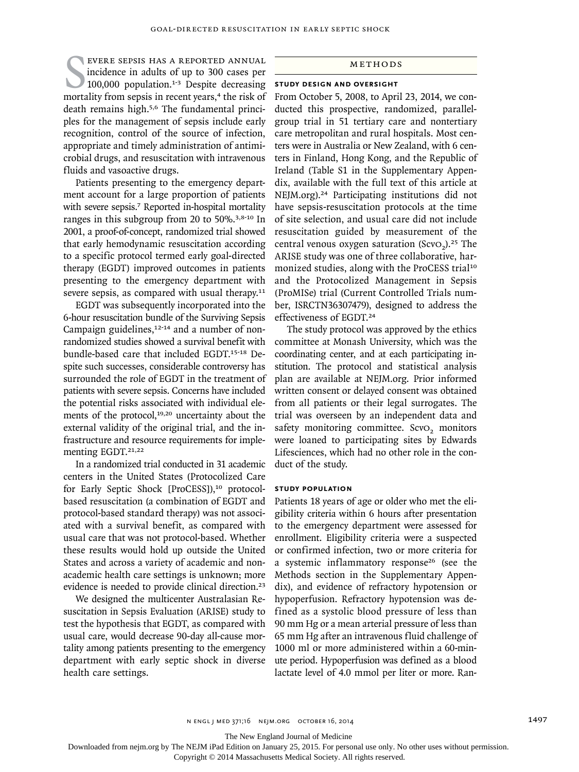Severe sepsis has a reported annual incidence in adults of up to 300 cases per 100,000 population.[1-3] Despite decreasing mortality from sepsis in recent years,[4] the risk of death remains high.[5,6] The fundamental principles for the management of sepsis include early recognition, control of the source of infection, appropriate and timely administration of antimicrobial drugs, and resuscitation with intravenous fluids and vasoactive drugs.

Patients presenting to the emergency department account for a large proportion of patients with severe sepsis.[7] Reported in-hospital mortality ranges in this subgroup from 20 to 50%.[3,8-10] In 2001, a proof-of-concept, randomized trial showed that early hemodynamic resuscitation according to a specific protocol termed early goal-directed therapy (EGDT) improved outcomes in patients presenting to the emergency department with severe sepsis, as compared with usual therapy.[11]

EGDT was subsequently incorporated into the 6-hour resuscitation bundle of the Surviving Sepsis Campaign guidelines,[12-14] and a number of nonrandomized studies showed a survival benefit with bundle-based care that included EGDT.[15-18] Despite such successes, considerable controversy has surrounded the role of EGDT in the treatment of patients with severe sepsis. Concerns have included the potential risks associated with individual elements of the protocol,[19,20] uncertainty about the external validity of the original trial, and the infrastructure and resource requirements for implementing EGDT.[21,22]

In a randomized trial conducted in 31 academic centers in the United States (Protocolized Care for Early Septic Shock [ProCESS]),[10] protocol-based resuscitation (a combination of EGDT and protocol-based standard therapy) was not associated with a survival benefit, as compared with usual care that was not protocol-based. Whether these results would hold up outside the United States and across a variety of academic and nonacademic health care settings is unknown; more evidence is needed to provide clinical direction.[23]

We designed the multicenter Australasian Resuscitation in Sepsis Evaluation (ARISE) study to test the hypothesis that EGDT, as compared with usual care, would decrease 90-day all-cause mortality among patients presenting to the emergency department with early septic shock in diverse health care settings.

## Methods

### Study Design and Oversight

From October 5, 2008, to April 23, 2014, we conducted this prospective, randomized, parallel-group trial in 51 tertiary care and nontertiary care metropolitan and rural hospitals. Most centers were in Australia or New Zealand, with 6 centers in Finland, Hong Kong, and the Republic of Ireland (Table S1 in the Supplementary Appendix, available with the full text of this article at NEJM.org).[24] Participating institutions did not have sepsis-resuscitation protocols at the time of site selection, and usual care did not include resuscitation guided by measurement of the central venous oxygen saturation ($ScvO_2$).[25] The ARISE study was one of three collaborative, harmonized studies, along with the ProCESS trial[10] and the Protocolized Management in Sepsis (ProMISe) trial (Current Controlled Trials number, ISRCTN36307479), designed to address the effectiveness of EGDT.[24]

The study protocol was approved by the ethics committee at Monash University, which was the coordinating center, and at each participating institution. The protocol and statistical analysis plan are available at NEJM.org. Prior informed written consent or delayed consent was obtained from all patients or their legal surrogates. The trial was overseen by an independent data and safety monitoring committee. $ScvO_2$ monitors were loaned to participating sites by Edwards Lifesciences, which had no other role in the conduct of the study.

### Study Population

Patients 18 years of age or older who met the eligibility criteria within 6 hours after presentation to the emergency department were assessed for enrollment. Eligibility criteria were a suspected or confirmed infection, two or more criteria for a systemic inflammatory response[26] (see the Methods section in the Supplementary Appendix), and evidence of refractory hypotension or hypoperfusion. Refractory hypotension was defined as a systolic blood pressure of less than 90 mm Hg or a mean arterial pressure of less than 65 mm Hg after an intravenous fluid challenge of 1000 ml or more administered within a 60-minute period. Hypoperfusion was defined as a blood lactate level of 4.0 mmol per liter or more. Ran-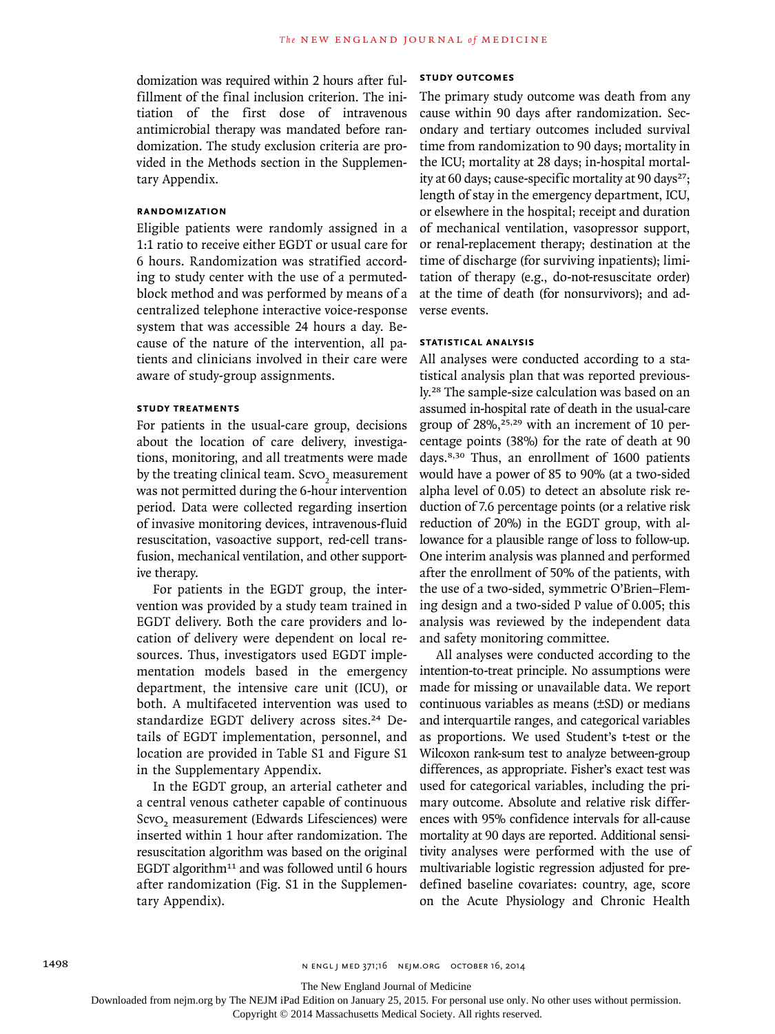domization was required within 2 hours after fulfillment of the final inclusion criterion. The initiation of the first dose of intravenous antimicrobial therapy was mandated before randomization. The study exclusion criteria are provided in the Methods section in the Supplementary Appendix.

### RANDOMIZATION

Eligible patients were randomly assigned in a 1:1 ratio to receive either EGDT or usual care for 6 hours. Randomization was stratified according to study center with the use of a permuted-block method and was performed by means of a centralized telephone interactive voice-response system that was accessible 24 hours a day. Because of the nature of the intervention, all patients and clinicians involved in their care were aware of study-group assignments.

### STUDY TREATMENTS

For patients in the usual-care group, decisions about the location of care delivery, investigations, monitoring, and all treatments were made by the treating clinical team. $ScvO_2$ measurement was not permitted during the 6-hour intervention period. Data were collected regarding insertion of invasive monitoring devices, intravenous-fluid resuscitation, vasoactive support, red-cell transfusion, mechanical ventilation, and other supportive therapy.

For patients in the EGDT group, the intervention was provided by a study team trained in EGDT delivery. Both the care providers and location of delivery were dependent on local resources. Thus, investigators used EGDT implementation models based in the emergency department, the intensive care unit (ICU), or both. A multifaceted intervention was used to standardize EGDT delivery across sites.[24] Details of EGDT implementation, personnel, and location are provided in Table S1 and Figure S1 in the Supplementary Appendix.

In the EGDT group, an arterial catheter and a central venous catheter capable of continuous $ScvO_2$ measurement (Edwards Lifesciences) were inserted within 1 hour after randomization. The resuscitation algorithm was based on the original EGDT algorithm[11] and was followed until 6 hours after randomization (Fig. S1 in the Supplementary Appendix).

### STUDY OUTCOMES

The primary study outcome was death from any cause within 90 days after randomization. Secondary and tertiary outcomes included survival time from randomization to 90 days; mortality in the ICU; mortality at 28 days; in-hospital mortality at 60 days; cause-specific mortality at 90 days[27]; length of stay in the emergency department, ICU, or elsewhere in the hospital; receipt and duration of mechanical ventilation, vasopressor support, or renal-replacement therapy; destination at the time of discharge (for surviving inpatients); limitation of therapy (e.g., do-not-resuscitate order) at the time of death (for nonsurvivors); and adverse events.

### STATISTICAL ANALYSIS

All analyses were conducted according to a statistical analysis plan that was reported previously.[28] The sample-size calculation was based on an assumed in-hospital rate of death in the usual-care group of 28%,[25,29] with an increment of 10 percentage points (38%) for the rate of death at 90 days.[8,30] Thus, an enrollment of 1600 patients would have a power of 85 to 90% (at a two-sided alpha level of 0.05) to detect an absolute risk reduction of 7.6 percentage points (or a relative risk reduction of 20%) in the EGDT group, with allowance for a plausible range of loss to follow-up. One interim analysis was planned and performed after the enrollment of 50% of the patients, with the use of a two-sided, symmetric O'Brien–Fleming design and a two-sided P value of 0.005; this analysis was reviewed by the independent data and safety monitoring committee.

All analyses were conducted according to the intention-to-treat principle. No assumptions were made for missing or unavailable data. We report continuous variables as means (±SD) or medians and interquartile ranges, and categorical variables as proportions. We used Student's t-test or the Wilcoxon rank-sum test to analyze between-group differences, as appropriate. Fisher's exact test was used for categorical variables, including the primary outcome. Absolute and relative risk differences with 95% confidence intervals for all-cause mortality at 90 days are reported. Additional sensitivity analyses were performed with the use of multivariable logistic regression adjusted for predefined baseline covariates: country, age, score on the Acute Physiology and Chronic Health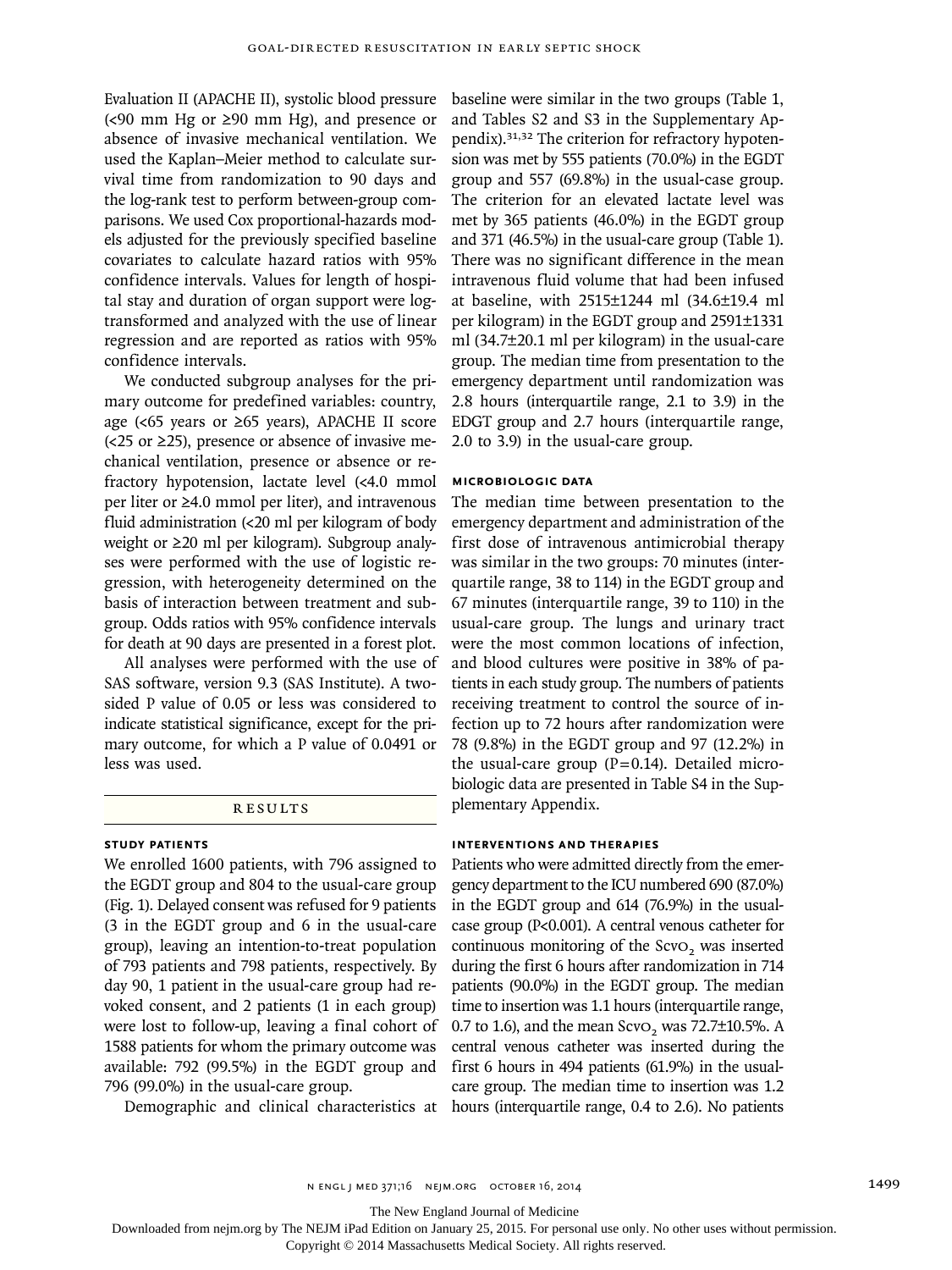Evaluation II (APACHE II), systolic blood pressure (<90 mm Hg or ≥90 mm Hg), and presence or absence of invasive mechanical ventilation. We used the Kaplan–Meier method to calculate survival time from randomization to 90 days and the log-rank test to perform between-group comparisons. We used Cox proportional-hazards models adjusted for the previously specified baseline covariates to calculate hazard ratios with 95% confidence intervals. Values for length of hospital stay and duration of organ support were log-transformed and analyzed with the use of linear regression and are reported as ratios with 95% confidence intervals.

We conducted subgroup analyses for the primary outcome for predefined variables: country, age (<65 years or ≥65 years), APACHE II score (<25 or ≥25), presence or absence of invasive mechanical ventilation, presence or absence or refractory hypotension, lactate level (<4.0 mmol per liter or ≥4.0 mmol per liter), and intravenous fluid administration (<20 ml per kilogram of body weight or ≥20 ml per kilogram). Subgroup analyses were performed with the use of logistic regression, with heterogeneity determined on the basis of interaction between treatment and subgroup. Odds ratios with 95% confidence intervals for death at 90 days are presented in a forest plot.

All analyses were performed with the use of SAS software, version 9.3 (SAS Institute). A two-sided P value of 0.05 or less was considered to indicate statistical significance, except for the primary outcome, for which a P value of 0.0491 or less was used.

## RESULTS

### STUDY PATIENTS

We enrolled 1600 patients, with 796 assigned to the EGDT group and 804 to the usual-care group (Fig. 1). Delayed consent was refused for 9 patients (3 in the EGDT group and 6 in the usual-care group), leaving an intention-to-treat population of 793 patients and 798 patients, respectively. By day 90, 1 patient in the usual-care group had revoked consent, and 2 patients (1 in each group) were lost to follow-up, leaving a final cohort of 1588 patients for whom the primary outcome was available: 792 (99.5%) in the EGDT group and 796 (99.0%) in the usual-care group.

Demographic and clinical characteristics at baseline were similar in the two groups (Table 1, and Tables S2 and S3 in the Supplementary Appendix).[31,32] The criterion for refractory hypotension was met by 555 patients (70.0%) in the EGDT group and 557 (69.8%) in the usual-case group. The criterion for an elevated lactate level was met by 365 patients (46.0%) in the EGDT group and 371 (46.5%) in the usual-care group (Table 1). There was no significant difference in the mean intravenous fluid volume that had been infused at baseline, with 2515±1244 ml (34.6±19.4 ml per kilogram) in the EGDT group and 2591±1331 ml (34.7±20.1 ml per kilogram) in the usual-care group. The median time from presentation to the emergency department until randomization was 2.8 hours (interquartile range, 2.1 to 3.9) in the EDGT group and 2.7 hours (interquartile range, 2.0 to 3.9) in the usual-care group.

### MICROBIOLOGIC DATA

The median time between presentation to the emergency department and administration of the first dose of intravenous antimicrobial therapy was similar in the two groups: 70 minutes (interquartile range, 38 to 114) in the EGDT group and 67 minutes (interquartile range, 39 to 110) in the usual-care group. The lungs and urinary tract were the most common locations of infection, and blood cultures were positive in 38% of patients in each study group. The numbers of patients receiving treatment to control the source of infection up to 72 hours after randomization were 78 (9.8%) in the EGDT group and 97 (12.2%) in the usual-care group (P=0.14). Detailed microbiologic data are presented in Table S4 in the Supplementary Appendix.

### INTERVENTIONS AND THERAPIES

Patients who were admitted directly from the emergency department to the ICU numbered 690 (87.0%) in the EGDT group and 614 (76.9%) in the usual-case group (P<0.001). A central venous catheter for continuous monitoring of the $Scv_{O_2}$ was inserted during the first 6 hours after randomization in 714 patients (90.0%) in the EGDT group. The median time to insertion was 1.1 hours (interquartile range, 0.7 to 1.6), and the mean $Scv_{O_2}$ was 72.7±10.5%. A central venous catheter was inserted during the first 6 hours in 494 patients (61.9%) in the usual-care group. The median time to insertion was 1.2 hours (interquartile range, 0.4 to 2.6). No patients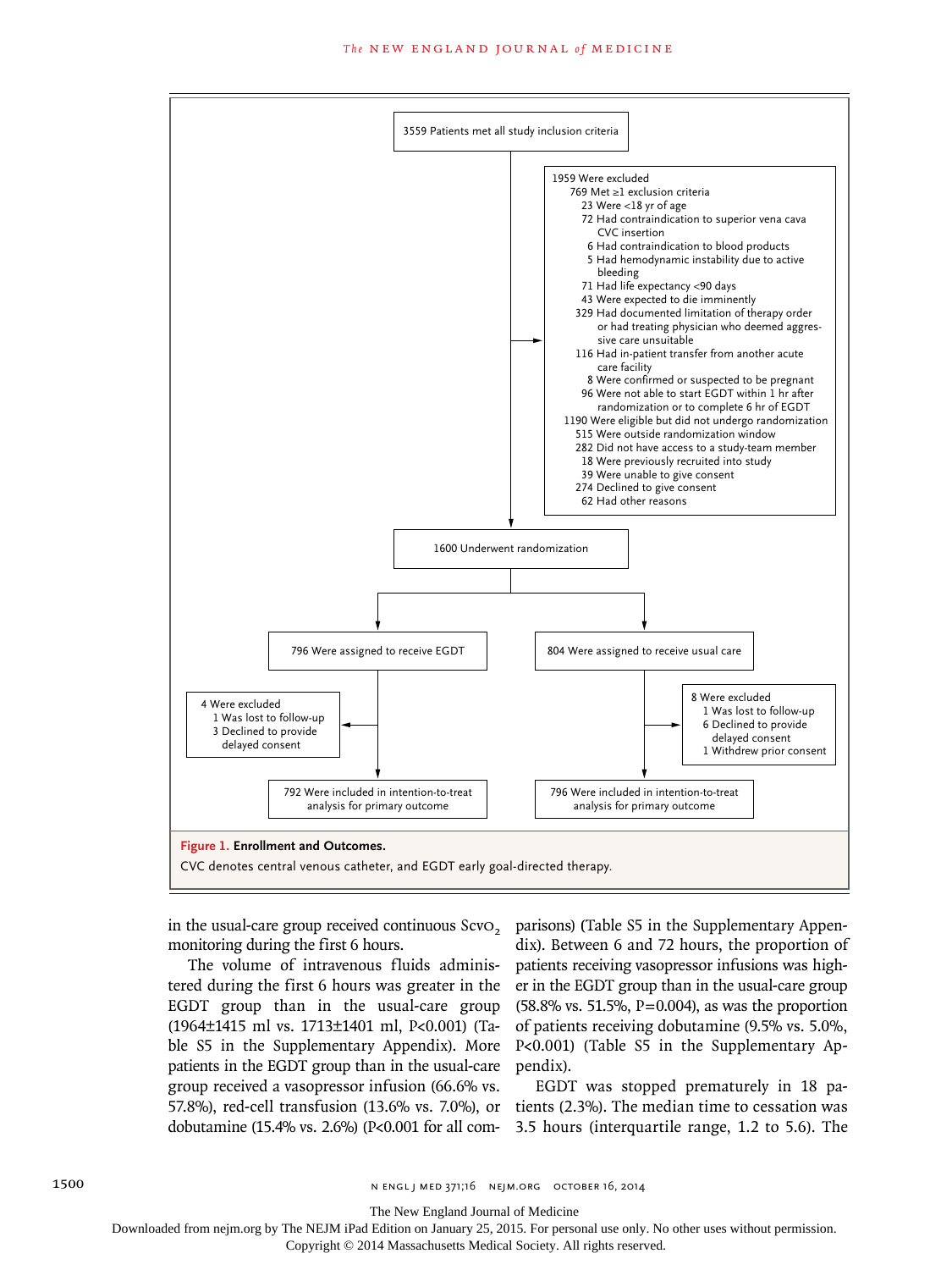3559 Patients met all study inclusion criteria

1959 Were excluded
- 769 Met ≥1 exclusion criteria
  - 23 Were <18 yr of age
  - 72 Had contraindication to superior vena cava CVC insertion
  - 6 Had contraindication to blood products
  - 5 Had hemodynamic instability due to active bleeding
  - 71 Had life expectancy <90 days
  - 43 Were expected to die imminently
  - 329 Had documented limitation of therapy order or had treating physician who deemed aggressive care unsuitable
  - 116 Had in-patient transfer from another acute care facility
  - 8 Were confirmed or suspected to be pregnant
  - 96 Were not able to start EGDT within 1 hr after randomization or to complete 6 hr of EGDT
- 1190 Were eligible but did not undergo randomization
  - 515 Were outside randomization window
  - 282 Did not have access to a study-team member
  - 18 Were previously recruited into study
  - 39 Were unable to give consent
  - 274 Declined to give consent
  - 62 Had other reasons

1600 Underwent randomization

796 Were assigned to receive EGDT

4 Were excluded
- 1 Was lost to follow-up
- 3 Declined to provide delayed consent

792 Were included in intention-to-treat analysis for primary outcome

804 Were assigned to receive usual care

8 Were excluded
- 1 Was lost to follow-up
- 6 Declined to provide delayed consent
- 1 Withdrew prior consent

796 Were included in intention-to-treat analysis for primary outcome

**Figure 1. Enrollment and Outcomes.**

CVC denotes central venous catheter, and EGDT early goal-directed therapy.

in the usual-care group received continuous $ScvO_2$ monitoring during the first 6 hours.

The volume of intravenous fluids administered during the first 6 hours was greater in the EGDT group than in the usual-care group (1964±1415 ml vs. 1713±1401 ml, P<0.001) (Table S5 in the Supplementary Appendix). More patients in the EGDT group than in the usual-care group received a vasopressor infusion (66.6% vs. 57.8%), red-cell transfusion (13.6% vs. 7.0%), or dobutamine (15.4% vs. 2.6%) (P<0.001 for all comparisons) (Table S5 in the Supplementary Appendix). Between 6 and 72 hours, the proportion of patients receiving vasopressor infusions was higher in the EGDT group than in the usual-care group (58.8% vs. 51.5%, P=0.004), as was the proportion of patients receiving dobutamine (9.5% vs. 5.0%, P<0.001) (Table S5 in the Supplementary Appendix).

EGDT was stopped prematurely in 18 patients (2.3%). The median time to cessation was 3.5 hours (interquartile range, 1.2 to 5.6). The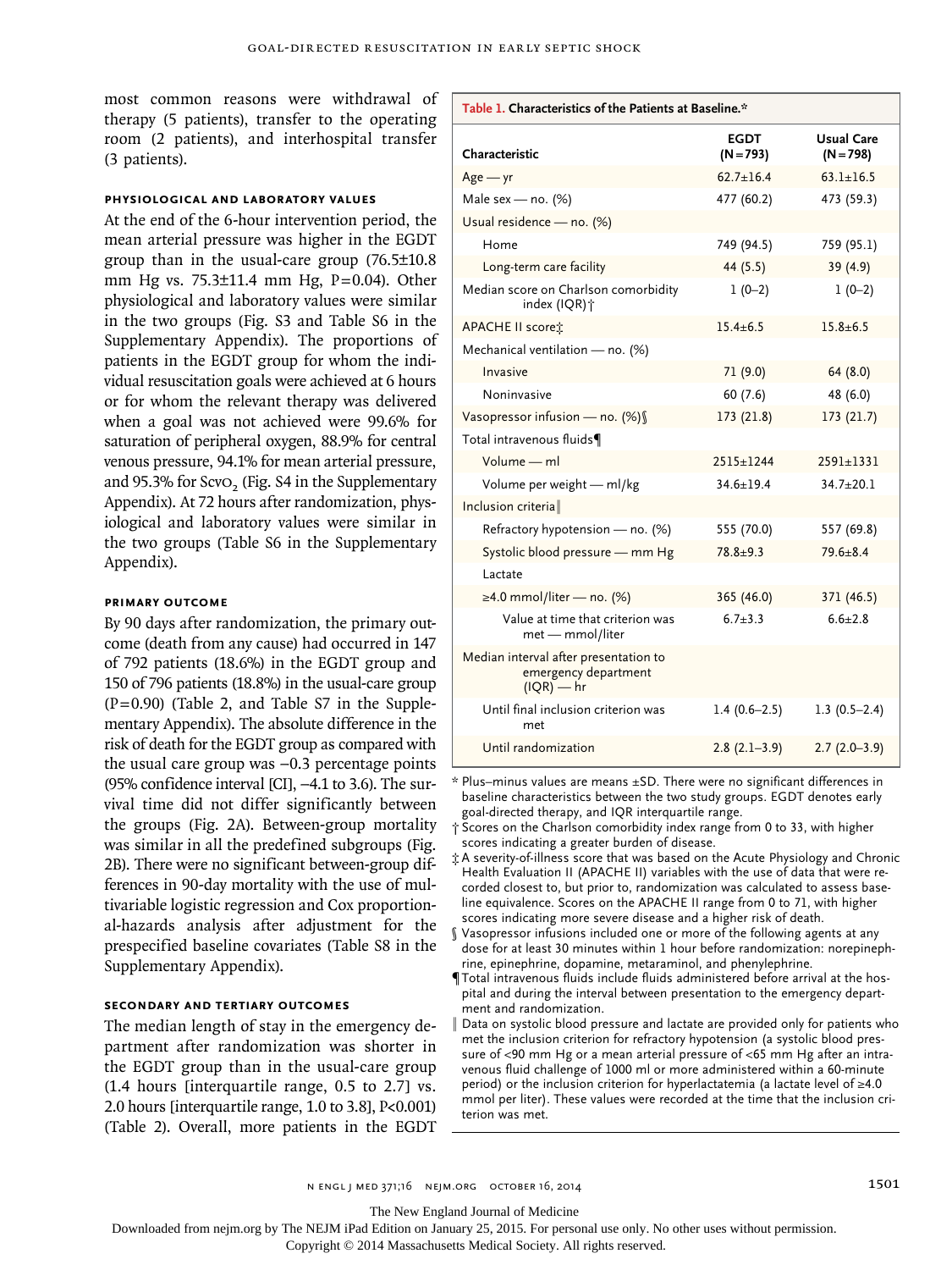most common reasons were withdrawal of therapy (5 patients), transfer to the operating room (2 patients), and interhospital transfer (3 patients).

### Physiological and Laboratory Values

At the end of the 6-hour intervention period, the mean arterial pressure was higher in the EGDT group than in the usual-care group (76.5±10.8 mm Hg vs. 75.3±11.4 mm Hg, P=0.04). Other physiological and laboratory values were similar in the two groups (Fig. S3 and Table S6 in the Supplementary Appendix). The proportions of patients in the EGDT group for whom the individual resuscitation goals were achieved at 6 hours or for whom the relevant therapy was delivered when a goal was not achieved were 99.6% for saturation of peripheral oxygen, 88.9% for central venous pressure, 94.1% for mean arterial pressure, and 95.3% for $ScvO_2$ (Fig. S4 in the Supplementary Appendix). At 72 hours after randomization, physiological and laboratory values were similar in the two groups (Table S6 in the Supplementary Appendix).

### Primary Outcome

By 90 days after randomization, the primary outcome (death from any cause) had occurred in 147 of 792 patients (18.6%) in the EGDT group and 150 of 796 patients (18.8%) in the usual-care group (P=0.90) (Table 2, and Table S7 in the Supplementary Appendix). The absolute difference in the risk of death for the EGDT group as compared with the usual care group was −0.3 percentage points (95% confidence interval [CI], −4.1 to 3.6). The survival time did not differ significantly between the groups (Fig. 2A). Between-group mortality was similar in all the predefined subgroups (Fig. 2B). There were no significant between-group differences in 90-day mortality with the use of multivariable logistic regression and Cox proportional-hazards analysis after adjustment for the prespecified baseline covariates (Table S8 in the Supplementary Appendix).

### Secondary and Tertiary Outcomes

The median length of stay in the emergency department after randomization was shorter in the EGDT group than in the usual-care group (1.4 hours [interquartile range, 0.5 to 2.7] vs. 2.0 hours [interquartile range, 1.0 to 3.8], P<0.001) (Table 2). Overall, more patients in the EGDT

**Table 1. Characteristics of the Patients at Baseline.***

| Characteristic | EGDT (N=793) | Usual Care (N=798) |
|---|---|---|
| Age — yr | 62.7±16.4 | 63.1±16.5 |
| Male sex — no. (%) | 477 (60.2) | 473 (59.3) |
| Usual residence — no. (%) | | |
| Home | 749 (94.5) | 759 (95.1) |
| Long-term care facility | 44 (5.5) | 39 (4.9) |
| Median score on Charlson comorbidity index (IQR)† | 1 (0–2) | 1 (0–2) |
| APACHE II score‡ | 15.4±6.5 | 15.8±6.5 |
| Mechanical ventilation — no. (%) | | |
| Invasive | 71 (9.0) | 64 (8.0) |
| Noninvasive | 60 (7.6) | 48 (6.0) |
| Vasopressor infusion — no. (%)§ | 173 (21.8) | 173 (21.7) |
| Total intravenous fluids¶ | | |
| Volume — ml | 2515±1244 | 2591±1331 |
| Volume per weight — ml/kg | 34.6±19.4 | 34.7±20.1 |
| Inclusion criteria‖ | | |
| Refractory hypotension — no. (%) | 555 (70.0) | 557 (69.8) |
| Systolic blood pressure — mm Hg | 78.8±9.3 | 79.6±8.4 |
| Lactate | | |
| ≥4.0 mmol/liter — no. (%) | 365 (46.0) | 371 (46.5) |
| Value at time that criterion was met — mmol/liter | 6.7±3.3 | 6.6±2.8 |
| Median interval after presentation to emergency department (IQR) — hr | | |
| Until final inclusion criterion was met | 1.4 (0.6–2.5) | 1.3 (0.5–2.4) |
| Until randomization | 2.8 (2.1–3.9) | 2.7 (2.0–3.9) |

\* Plus–minus values are means ±SD. There were no significant differences in baseline characteristics between the two study groups. EGDT denotes early goal-directed therapy, and IQR interquartile range.

† Scores on the Charlson comorbidity index range from 0 to 33, with higher scores indicating a greater burden of disease.

‡ A severity-of-illness score that was based on the Acute Physiology and Chronic Health Evaluation II (APACHE II) variables with the use of data that were recorded closest to, but prior to, randomization was calculated to assess baseline equivalence. Scores on the APACHE II range from 0 to 71, with higher scores indicating more severe disease and a higher risk of death.

§ Vasopressor infusions included one or more of the following agents at any dose for at least 30 minutes within 1 hour before randomization: norepinephrine, epinephrine, dopamine, metaraminol, and phenylephrine.

¶ Total intravenous fluids include fluids administered before arrival at the hospital and during the interval between presentation to the emergency department and randomization.

‖ Data on systolic blood pressure and lactate are provided only for patients who met the inclusion criterion for refractory hypotension (a systolic blood pressure of <90 mm Hg or a mean arterial pressure of <65 mm Hg after an intravenous fluid challenge of 1000 ml or more administered within a 60-minute period) or the inclusion criterion for hyperlactatemia (a lactate level of ≥4.0 mmol per liter). These values were recorded at the time that the inclusion criterion was met.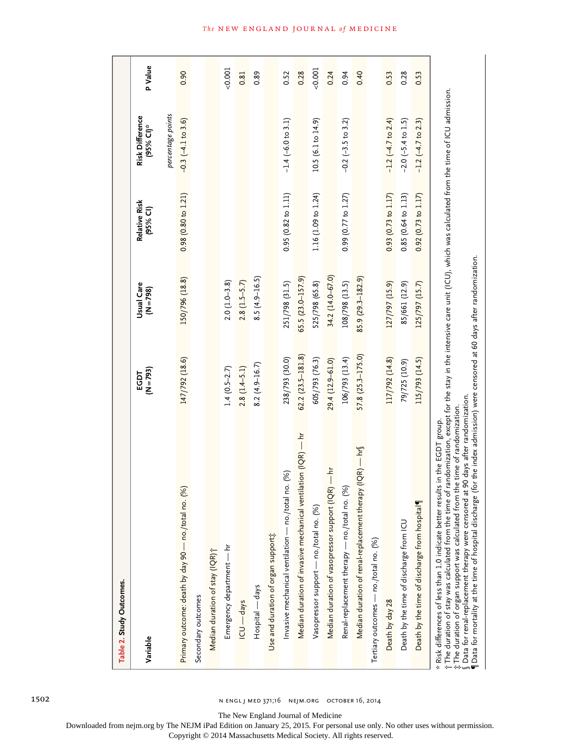**Table 2. Study Outcomes.**

| Variable | EGDT (N=793) | Usual Care (N=798) | Relative Risk (95% CI) | Risk Difference (95% CI)* | P Value |
|---|---|---|---|---|---|
| | | | | *percentage points* | |
| Primary outcome: death by day 90 — no./total no. (%) | 147/792 (18.6) | 150/796 (18.8) | 0.98 (0.80 to 1.21) | −0.3 (−4.1 to 3.6) | 0.90 |
| Secondary outcomes | | | | | |
| Median duration of stay (IQR)† | | | | | |
| Emergency department — hr | 1.4 (0.5–2.7) | 2.0 (1.0–3.8) | | | <0.001 |
| ICU — days | 2.8 (1.4–5.1) | 2.8 (1.5–5.7) | | | 0.81 |
| Hospital — days | 8.2 (4.9–16.7) | 8.5 (4.9–16.5) | | | 0.89 |
| Use and duration of organ support‡ | | | | | |
| Invasive mechanical ventilation — no./total no. (%) | 238/793 (30.0) | 251/798 (31.5) | 0.95 (0.82 to 1.11) | −1.4 (−6.0 to 3.1) | 0.52 |
| Median duration of invasive mechanical ventilation (IQR) — hr | 62.2 (23.5–181.8) | 65.5 (23.0–157.9) | | | 0.28 |
| Vasopressor support — no./total no. (%) | 605/793 (76.3) | 525/798 (65.8) | 1.16 (1.09 to 1.24) | 10.5 (6.1 to 14.9) | <0.001 |
| Median duration of vasopressor support (IQR) — hr | 29.4 (12.9–61.0) | 34.2 (14.0–67.0) | | | 0.24 |
| Renal-replacement therapy — no./total no. (%) | 106/793 (13.4) | 108/798 (13.5) | 0.99 (0.77 to 1.27) | −0.2 (−3.5 to 3.2) | 0.94 |
| Median duration of renal-replacement therapy (IQR) — hr§ | 57.8 (25.3–175.0) | 85.9 (29.3–182.9) | | | 0.40 |
| Tertiary outcomes — no./total no. (%) | | | | | |
| Death by day 28 | 117/792 (14.8) | 127/797 (15.9) | 0.93 (0.73 to 1.17) | −1.2 (−4.7 to 2.4) | 0.53 |
| Death by the time of discharge from ICU | 79/725 (10.9) | 85/661 (12.9) | 0.85 (0.64 to 1.13) | −2.0 (−5.4 to 1.5) | 0.28 |
| Death by the time of discharge from hospital¶ | 115/793 (14.5) | 125/797 (15.7) | 0.92 (0.73 to 1.17) | −1.2 (−4.7 to 2.3) | 0.53 |

\* Risk differences of less than 1.0 indicate better results in the EGDT group.
† The duration of stay was calculated from the time of randomization, except for the stay in the intensive care unit (ICU), which was calculated from the time of ICU admission.
‡ The duration of organ support was calculated from the time of randomization.
§ Data for renal-replacement therapy were censored at 90 days after randomization.
¶ Data for mortality at the time of hospital discharge (for the index admission) were censored at 60 days after randomization.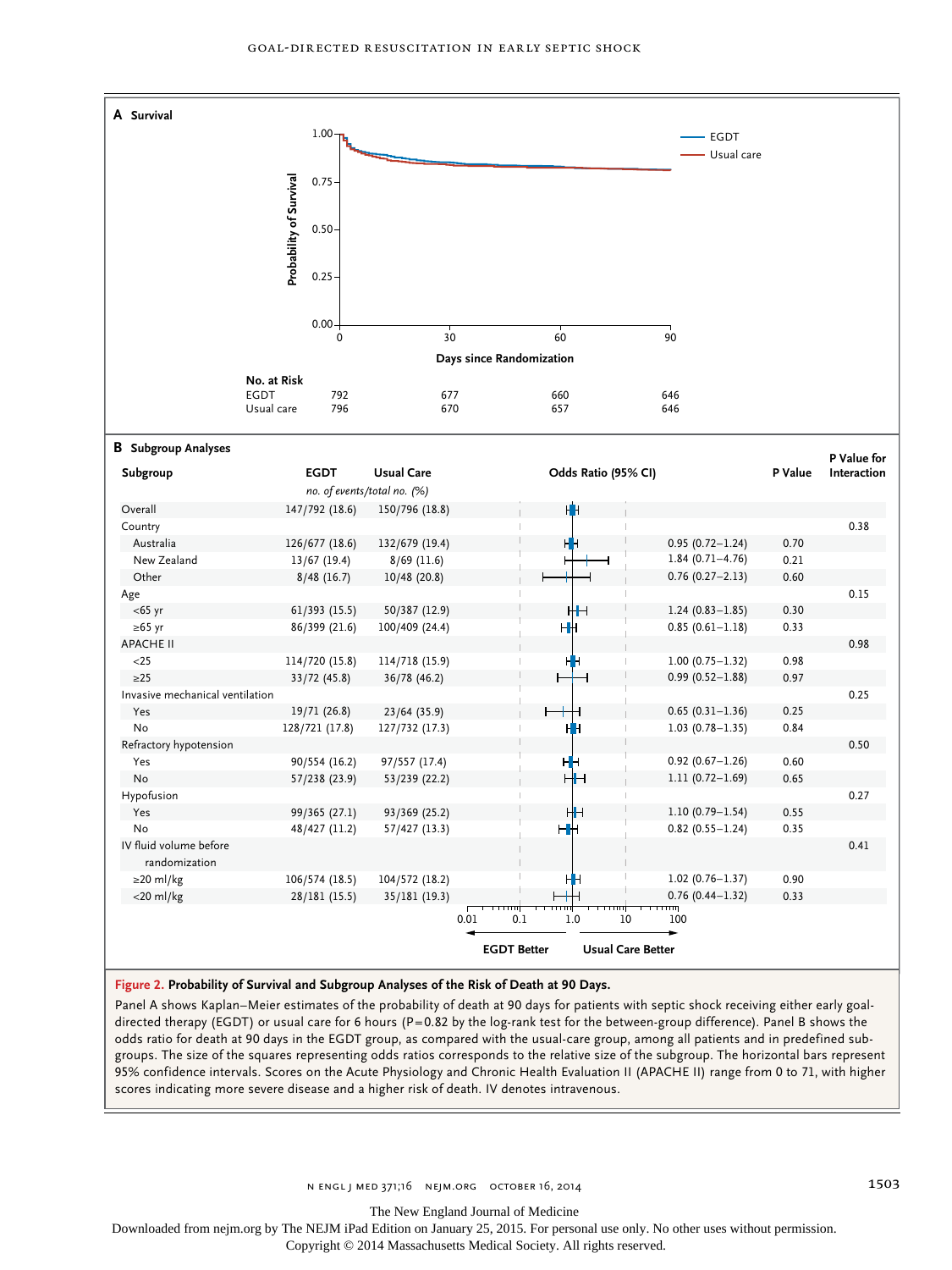**A Survival**

| No. at Risk | 0 | 30 | 60 | 90 |
|---|---|---|---|---|
| EGDT | 792 | 677 | 660 | 646 |
| Usual care | 796 | 670 | 657 | 646 |

**B Subgroup Analyses**

| Subgroup | EGDT | Usual Care | Odds Ratio (95% CI) | P Value | P Value for Interaction |
|---|---|---|---|---|---|
| | *no. of events/total no. (%)* | | | | |
| Overall | 147/792 (18.6) | 150/796 (18.8) | | | |
| Country | | | | | 0.38 |
| Australia | 126/677 (18.6) | 132/679 (19.4) | 0.95 (0.72–1.24) | 0.70 | |
| New Zealand | 13/67 (19.4) | 8/69 (11.6) | 1.84 (0.71–4.76) | 0.21 | |
| Other | 8/48 (16.7) | 10/48 (20.8) | 0.76 (0.27–2.13) | 0.60 | |
| Age | | | | | 0.15 |
| <65 yr | 61/393 (15.5) | 50/387 (12.9) | 1.24 (0.83–1.85) | 0.30 | |
| ≥65 yr | 86/399 (21.6) | 100/409 (24.4) | 0.85 (0.61–1.18) | 0.33 | |
| APACHE II | | | | | 0.98 |
| <25 | 114/720 (15.8) | 114/718 (15.9) | 1.00 (0.75–1.32) | 0.98 | |
| ≥25 | 33/72 (45.8) | 36/78 (46.2) | 0.99 (0.52–1.88) | 0.97 | |
| Invasive mechanical ventilation | | | | | 0.25 |
| Yes | 19/71 (26.8) | 23/64 (35.9) | 0.65 (0.31–1.36) | 0.25 | |
| No | 128/721 (17.8) | 127/732 (17.3) | 1.03 (0.78–1.35) | 0.84 | |
| Refractory hypotension | | | | | 0.50 |
| Yes | 90/554 (16.2) | 97/557 (17.4) | 0.92 (0.67–1.26) | 0.60 | |
| No | 57/238 (23.9) | 53/239 (22.2) | 1.11 (0.72–1.69) | 0.65 | |
| Hypofusion | | | | | 0.27 |
| Yes | 99/365 (27.1) | 93/369 (25.2) | 1.10 (0.79–1.54) | 0.55 | |
| No | 48/427 (11.2) | 57/427 (13.3) | 0.82 (0.55–1.24) | 0.35 | |
| IV fluid volume before randomization | | | | | 0.41 |
| ≥20 ml/kg | 106/574 (18.5) | 104/572 (18.2) | 1.02 (0.76–1.37) | 0.90 | |
| <20 ml/kg | 28/181 (15.5) | 35/181 (19.3) | 0.76 (0.44–1.32) | 0.33 | |

**Figure 2. Probability of Survival and Subgroup Analyses of the Risk of Death at 90 Days.**

Panel A shows Kaplan–Meier estimates of the probability of death at 90 days for patients with septic shock receiving either early goal-directed therapy (EGDT) or usual care for 6 hours (P=0.82 by the log-rank test for the between-group difference). Panel B shows the odds ratio for death at 90 days in the EGDT group, as compared with the usual-care group, among all patients and in predefined subgroups. The size of the squares representing odds ratios corresponds to the relative size of the subgroup. The horizontal bars represent 95% confidence intervals. Scores on the Acute Physiology and Chronic Health Evaluation II (APACHE II) range from 0 to 71, with higher scores indicating more severe disease and a higher risk of death. IV denotes intravenous.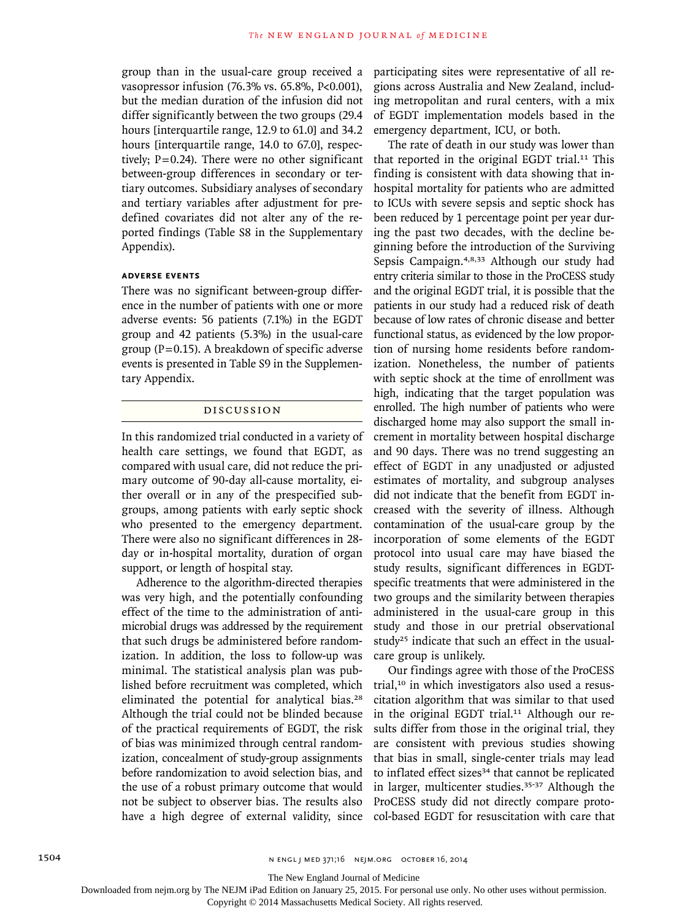group than in the usual-care group received a vasopressor infusion (76.3% vs. 65.8%, P<0.001), but the median duration of the infusion did not differ significantly between the two groups (29.4 hours [interquartile range, 12.9 to 61.0] and 34.2 hours [interquartile range, 14.0 to 67.0], respectively; P=0.24). There were no other significant between-group differences in secondary or tertiary outcomes. Subsidiary analyses of secondary and tertiary variables after adjustment for predefined covariates did not alter any of the reported findings (Table S8 in the Supplementary Appendix).

### ADVERSE EVENTS

There was no significant between-group difference in the number of patients with one or more adverse events: 56 patients (7.1%) in the EGDT group and 42 patients (5.3%) in the usual-care group (P=0.15). A breakdown of specific adverse events is presented in Table S9 in the Supplementary Appendix.

## DISCUSSION

In this randomized trial conducted in a variety of health care settings, we found that EGDT, as compared with usual care, did not reduce the primary outcome of 90-day all-cause mortality, either overall or in any of the prespecified subgroups, among patients with early septic shock who presented to the emergency department. There were also no significant differences in 28-day or in-hospital mortality, duration of organ support, or length of hospital stay.

Adherence to the algorithm-directed therapies was very high, and the potentially confounding effect of the time to the administration of antimicrobial drugs was addressed by the requirement that such drugs be administered before randomization. In addition, the loss to follow-up was minimal. The statistical analysis plan was published before recruitment was completed, which eliminated the potential for analytical bias.[28] Although the trial could not be blinded because of the practical requirements of EGDT, the risk of bias was minimized through central randomization, concealment of study-group assignments before randomization to avoid selection bias, and the use of a robust primary outcome that would not be subject to observer bias. The results also have a high degree of external validity, since participating sites were representative of all regions across Australia and New Zealand, including metropolitan and rural centers, with a mix of EGDT implementation models based in the emergency department, ICU, or both.

The rate of death in our study was lower than that reported in the original EGDT trial.[11] This finding is consistent with data showing that in-hospital mortality for patients who are admitted to ICUs with severe sepsis and septic shock has been reduced by 1 percentage point per year during the past two decades, with the decline beginning before the introduction of the Surviving Sepsis Campaign.[4,8,33] Although our study had entry criteria similar to those in the ProCESS study and the original EGDT trial, it is possible that the patients in our study had a reduced risk of death because of low rates of chronic disease and better functional status, as evidenced by the low proportion of nursing home residents before randomization. Nonetheless, the number of patients with septic shock at the time of enrollment was high, indicating that the target population was enrolled. The high number of patients who were discharged home may also support the small increment in mortality between hospital discharge and 90 days. There was no trend suggesting an effect of EGDT in any unadjusted or adjusted estimates of mortality, and subgroup analyses did not indicate that the benefit from EGDT increased with the severity of illness. Although contamination of the usual-care group by the incorporation of some elements of the EGDT protocol into usual care may have biased the study results, significant differences in EGDT-specific treatments that were administered in the two groups and the similarity between therapies administered in the usual-care group in this study and those in our pretrial observational study[25] indicate that such an effect in the usual-care group is unlikely.

Our findings agree with those of the ProCESS trial,[10] in which investigators also used a resuscitation algorithm that was similar to that used in the original EGDT trial.[11] Although our results differ from those in the original trial, they are consistent with previous studies showing that bias in small, single-center trials may lead to inflated effect sizes[34] that cannot be replicated in larger, multicenter studies.[35-37] Although the ProCESS study did not directly compare protocol-based EGDT for resuscitation with care that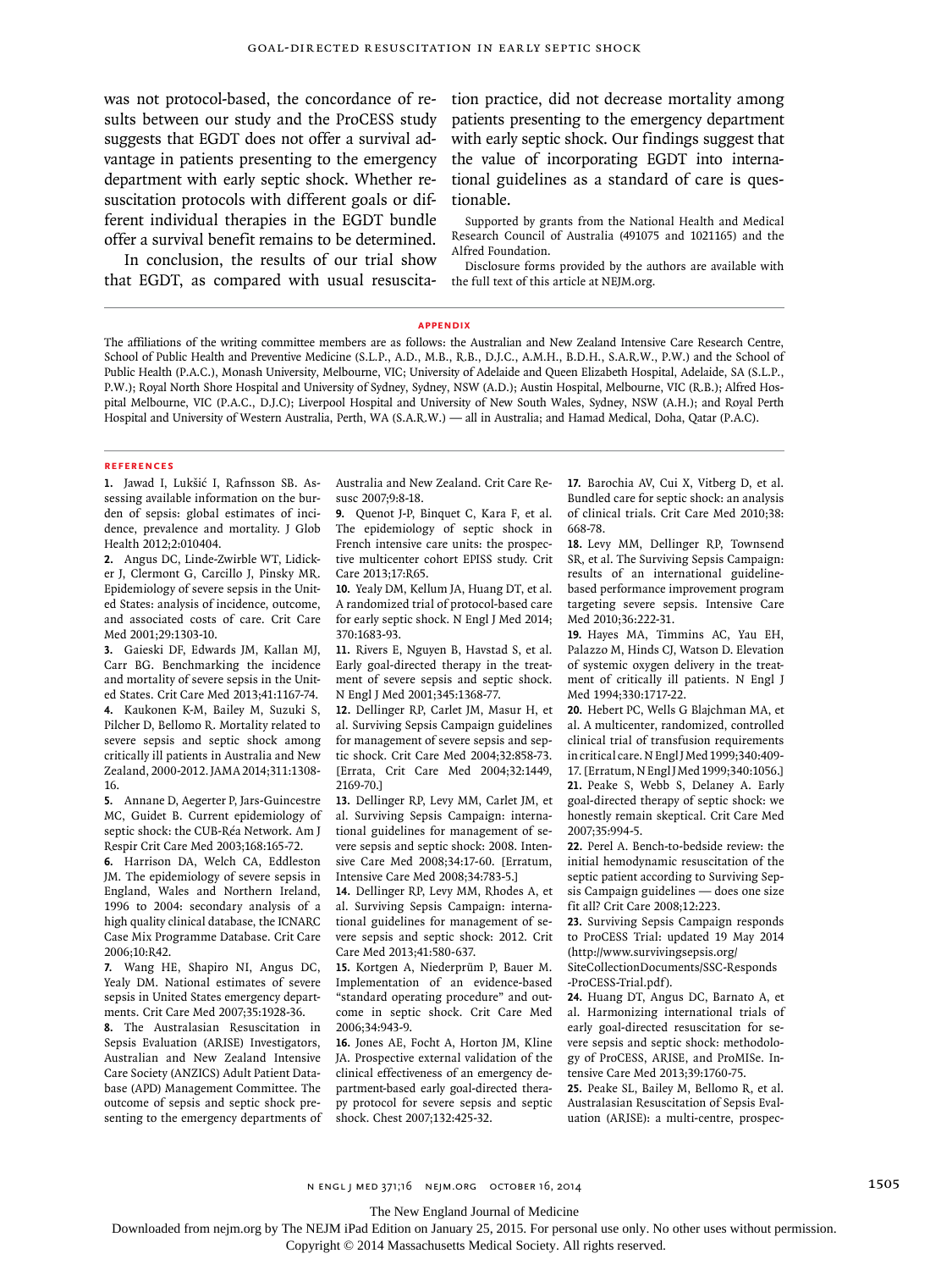was not protocol-based, the concordance of results between our study and the ProCESS study suggests that EGDT does not offer a survival advantage in patients presenting to the emergency department with early septic shock. Whether resuscitation protocols with different goals or different individual therapies in the EGDT bundle offer a survival benefit remains to be determined.

In conclusion, the results of our trial show that EGDT, as compared with usual resuscitation practice, did not decrease mortality among patients presenting to the emergency department with early septic shock. Our findings suggest that the value of incorporating EGDT into international guidelines as a standard of care is questionable.

Supported by grants from the National Health and Medical Research Council of Australia (491075 and 1021165) and the Alfred Foundation.

Disclosure forms provided by the authors are available with the full text of this article at NEJM.org.

## Appendix

The affiliations of the writing committee members are as follows: the Australian and New Zealand Intensive Care Research Centre, School of Public Health and Preventive Medicine (S.L.P., A.D., M.B., R.B., D.J.C., A.M.H., B.D.H., S.A.R.W., P.W.) and the School of Public Health (P.A.C.), Monash University, Melbourne, VIC; University of Adelaide and Queen Elizabeth Hospital, Adelaide, SA (S.L.P., P.W.); Royal North Shore Hospital and University of Sydney, Sydney, NSW (A.D.); Austin Hospital, Melbourne, VIC (R.B.); Alfred Hospital Melbourne, VIC (P.A.C., D.J.C); Liverpool Hospital and University of New South Wales, Sydney, NSW (A.H.); and Royal Perth Hospital and University of Western Australia, Perth, WA (S.A.R.W.) — all in Australia; and Hamad Medical, Doha, Qatar (P.A.C).

## References

1. Jawad I, Lukšić I, Rafnsson SB. Assessing available information on the burden of sepsis: global estimates of incidence, prevalence and mortality. J Glob Health 2012;2:010404.
2. Angus DC, Linde-Zwirble WT, Lidicker J, Clermont G, Carcillo J, Pinsky MR. Epidemiology of severe sepsis in the United States: analysis of incidence, outcome, and associated costs of care. Crit Care Med 2001;29:1303-10.
3. Gaieski DF, Edwards JM, Kallan MJ, Carr BG. Benchmarking the incidence and mortality of severe sepsis in the United States. Crit Care Med 2013;41:1167-74.
4. Kaukonen K-M, Bailey M, Suzuki S, Pilcher D, Bellomo R. Mortality related to severe sepsis and septic shock among critically ill patients in Australia and New Zealand, 2000-2012. JAMA 2014;311:1308-16.
5. Annane D, Aegerter P, Jars-Guincestre MC, Guidet B. Current epidemiology of septic shock: the CUB-Réa Network. Am J Respir Crit Care Med 2003;168:165-72.
6. Harrison DA, Welch CA, Eddleston JM. The epidemiology of severe sepsis in England, Wales and Northern Ireland, 1996 to 2004: secondary analysis of a high quality clinical database, the ICNARC Case Mix Programme Database. Crit Care 2006;10:R42.
7. Wang HE, Shapiro NI, Angus DC, Yealy DM. National estimates of severe sepsis in United States emergency departments. Crit Care Med 2007;35:1928-36.
8. The Australasian Resuscitation in Sepsis Evaluation (ARISE) Investigators, Australian and New Zealand Intensive Care Society (ANZICS) Adult Patient Database (APD) Management Committee. The outcome of sepsis and septic shock presenting to the emergency departments of Australia and New Zealand. Crit Care Resusc 2007;9:8-18.
9. Quenot J-P, Binquet C, Kara F, et al. The epidemiology of septic shock in French intensive care units: the prospective multicenter cohort EPISS study. Crit Care 2013;17:R65.
10. Yealy DM, Kellum JA, Huang DT, et al. A randomized trial of protocol-based care for early septic shock. N Engl J Med 2014;370:1683-93.
11. Rivers E, Nguyen B, Havstad S, et al. Early goal-directed therapy in the treatment of severe sepsis and septic shock. N Engl J Med 2001;345:1368-77.
12. Dellinger RP, Carlet JM, Masur H, et al. Surviving Sepsis Campaign guidelines for management of severe sepsis and septic shock. Crit Care Med 2004;32:858-73. [Errata, Crit Care Med 2004;32:1449, 2169-70.]
13. Dellinger RP, Levy MM, Carlet JM, et al. Surviving Sepsis Campaign: international guidelines for management of severe sepsis and septic shock: 2008. Intensive Care Med 2008;34:17-60. [Erratum, Intensive Care Med 2008;34:783-5.]
14. Dellinger RP, Levy MM, Rhodes A, et al. Surviving Sepsis Campaign: international guidelines for management of severe sepsis and septic shock: 2012. Crit Care Med 2013;41:580-637.
15. Kortgen A, Niederprüm P, Bauer M. Implementation of an evidence-based "standard operating procedure" and outcome in septic shock. Crit Care Med 2006;34:943-9.
16. Jones AE, Focht A, Horton JM, Kline JA. Prospective external validation of the clinical effectiveness of an emergency department-based early goal-directed therapy protocol for severe sepsis and septic shock. Chest 2007;132:425-32.
17. Barochia AV, Cui X, Vitberg D, et al. Bundled care for septic shock: an analysis of clinical trials. Crit Care Med 2010;38:668-78.
18. Levy MM, Dellinger RP, Townsend SR, et al. The Surviving Sepsis Campaign: results of an international guideline-based performance improvement program targeting severe sepsis. Intensive Care Med 2010;36:222-31.
19. Hayes MA, Timmins AC, Yau EH, Palazzo M, Hinds CJ, Watson D. Elevation of systemic oxygen delivery in the treatment of critically ill patients. N Engl J Med 1994;330:1717-22.
20. Hebert PC, Wells G Blajchman MA, et al. A multicenter, randomized, controlled clinical trial of transfusion requirements in critical care. N Engl J Med 1999;340:409-17. [Erratum, N Engl J Med 1999;340:1056.]
21. Peake S, Webb S, Delaney A. Early goal-directed therapy of septic shock: we honestly remain skeptical. Crit Care Med 2007;35:994-5.
22. Perel A. Bench-to-bedside review: the initial hemodynamic resuscitation of the septic patient according to Surviving Sepsis Campaign guidelines — does one size fit all? Crit Care 2008;12:223.
23. Surviving Sepsis Campaign responds to ProCESS Trial: updated 19 May 2014 (http://www.survivingsepsis.org/SiteCollectionDocuments/SSC-Responds-ProCESS-Trial.pdf).
24. Huang DT, Angus DC, Barnato A, et al. Harmonizing international trials of early goal-directed resuscitation for severe sepsis and septic shock: methodology of ProCESS, ARISE, and ProMISe. Intensive Care Med 2013;39:1760-75.
25. Peake SL, Bailey M, Bellomo R, et al. Australasian Resuscitation of Sepsis Evaluation (ARISE): a multi-centre, prospec-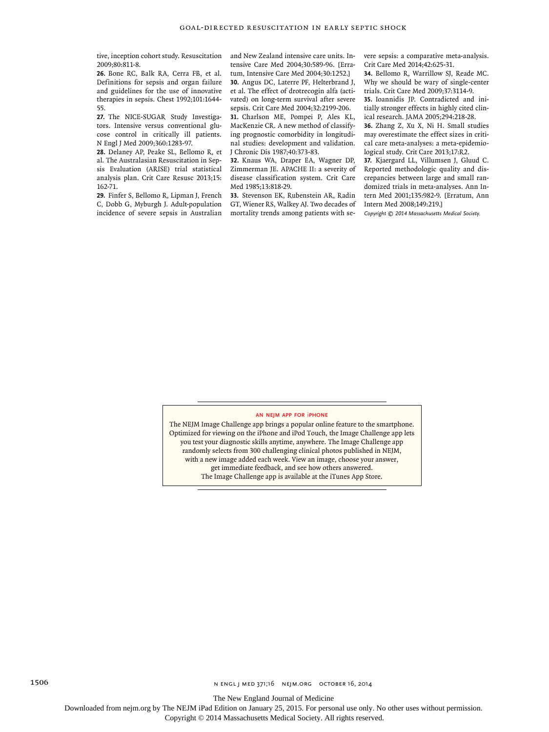tive, inception cohort study. Resuscitation 2009;80:811-8.

**26.** Bone RC, Balk RA, Cerra FB, et al. Definitions for sepsis and organ failure and guidelines for the use of innovative therapies in sepsis. Chest 1992;101:1644-55.

**27.** The NICE-SUGAR Study Investigators. Intensive versus conventional glucose control in critically ill patients. N Engl J Med 2009;360:1283-97.

**28.** Delaney AP, Peake SL, Bellomo R, et al. The Australasian Resuscitation in Sepsis Evaluation (ARISE) trial statistical analysis plan. Crit Care Resusc 2013;15:162-71.

**29.** Finfer S, Bellomo R, Lipman J, French C, Dobb G, Myburgh J. Adult-population incidence of severe sepsis in Australian and New Zealand intensive care units. Intensive Care Med 2004;30:589-96. [Erratum, Intensive Care Med 2004;30:1252.]

**30.** Angus DC, Laterre PF, Helterbrand J, et al. The effect of drotrecogin alfa (activated) on long-term survival after severe sepsis. Crit Care Med 2004;32:2199-206.

**31.** Charlson ME, Pompei P, Ales KL, MacKenzie CR. A new method of classifying prognostic comorbidity in longitudinal studies: development and validation. J Chronic Dis 1987;40:373-83.

**32.** Knaus WA, Draper EA, Wagner DP, Zimmerman JE. APACHE II: a severity of disease classification system. Crit Care Med 1985;13:818-29.

**33.** Stevenson EK, Rubenstein AR, Radin GT, Wiener RS, Walkey AJ. Two decades of mortality trends among patients with severe sepsis: a comparative meta-analysis. Crit Care Med 2014;42:625-31.

**34.** Bellomo R, Warrillow SJ, Reade MC. Why we should be wary of single-center trials. Crit Care Med 2009;37:3114-9.

**35.** Ioannidis JP. Contradicted and initially stronger effects in highly cited clinical research. JAMA 2005;294:218-28.

**36.** Zhang Z, Xu X, Ni H. Small studies may overestimate the effect sizes in critical care meta-analyses: a meta-epidemiological study. Crit Care 2013;17:R2.

**37.** Kjaergard LL, Villumsen J, Gluud C. Reported methodologic quality and discrepancies between large and small randomized trials in meta-analyses. Ann Intern Med 2001;135:982-9. [Erratum, Ann Intern Med 2008;149:219.]

*Copyright © 2014 Massachusetts Medical Society.*

**AN NEJM APP FOR iPHONE**

The NEJM Image Challenge app brings a popular online feature to the smartphone. Optimized for viewing on the iPhone and iPod Touch, the Image Challenge app lets you test your diagnostic skills anytime, anywhere. The Image Challenge app randomly selects from 300 challenging clinical photos published in NEJM, with a new image added each week. View an image, choose your answer, get immediate feedback, and see how others answered. The Image Challenge app is available at the iTunes App Store.